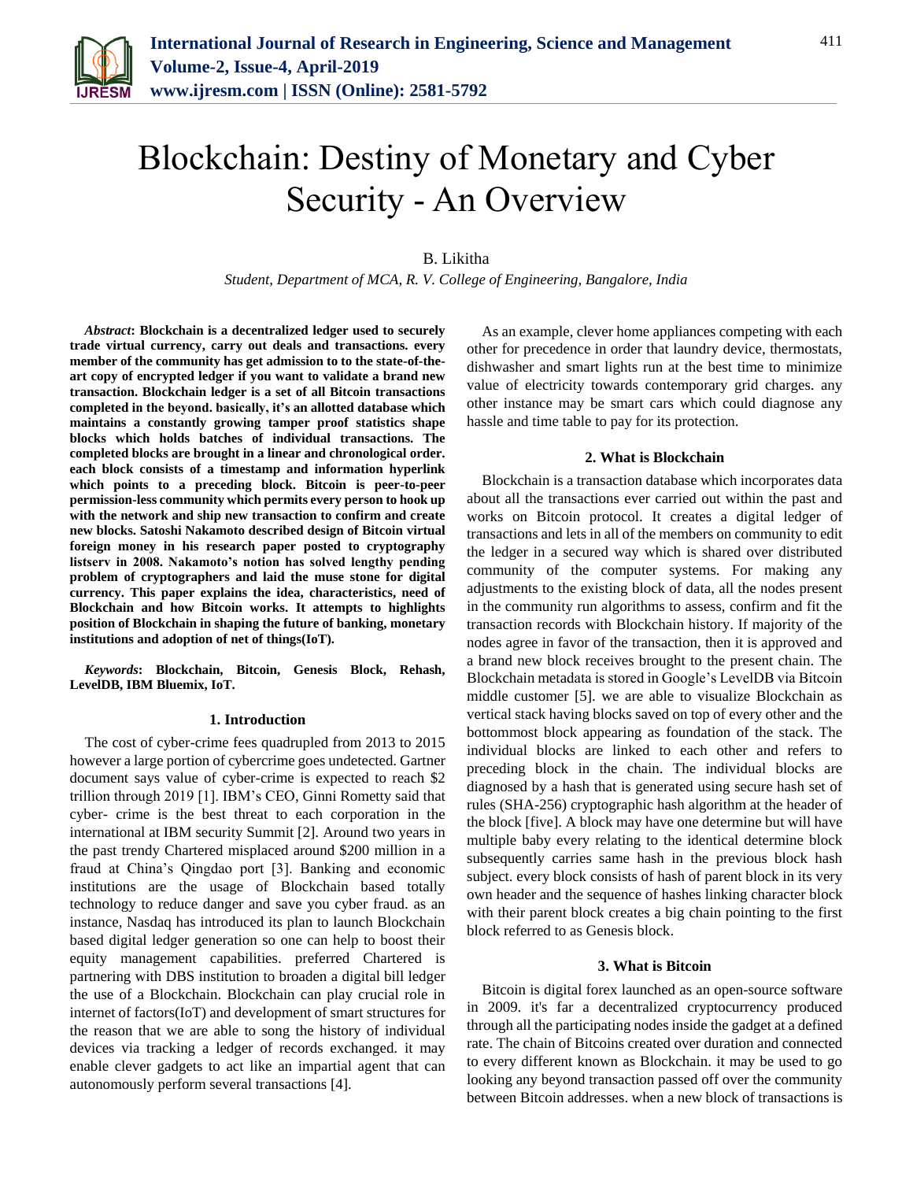# Blockchain: Destiny of Monetary and Cyber Security - An Overview

B. Likitha

*Student, Department of MCA, R. V. College of Engineering, Bangalore, India*

***Abstract*: Blockchain is a decentralized ledger used to securely trade virtual currency, carry out deals and transactions. every member of the community has get admission to to the state-of-the-art copy of encrypted ledger if you want to validate a brand new transaction. Blockchain ledger is a set of all Bitcoin transactions completed in the beyond. basically, it's an allotted database which maintains a constantly growing tamper proof statistics shape blocks which holds batches of individual transactions. The completed blocks are brought in a linear and chronological order. each block consists of a timestamp and information hyperlink which points to a preceding block. Bitcoin is peer-to-peer permission-less community which permits every person to hook up with the network and ship new transaction to confirm and create new blocks. Satoshi Nakamoto described design of Bitcoin virtual foreign money in his research paper posted to cryptography listserv in 2008. Nakamoto's notion has solved lengthy pending problem of cryptographers and laid the muse stone for digital currency. This paper explains the idea, characteristics, need of Blockchain and how Bitcoin works. It attempts to highlights position of Blockchain in shaping the future of banking, monetary institutions and adoption of net of things(IoT).**

***Keywords*: Blockchain, Bitcoin, Genesis Block, Rehash, LevelDB, IBM Bluemix, IoT.**

## 1. Introduction

The cost of cyber-crime fees quadrupled from 2013 to 2015 however a large portion of cybercrime goes undetected. Gartner document says value of cyber-crime is expected to reach $2 trillion through 2019 [1]. IBM's CEO, Ginni Rometty said that cyber- crime is the best threat to each corporation in the international at IBM security Summit [2]. Around two years in the past trendy Chartered misplaced around $200 million in a fraud at China's Qingdao port [3]. Banking and economic institutions are the usage of Blockchain based totally technology to reduce danger and save you cyber fraud. as an instance, Nasdaq has introduced its plan to launch Blockchain based digital ledger generation so one can help to boost their equity management capabilities. preferred Chartered is partnering with DBS institution to broaden a digital bill ledger the use of a Blockchain. Blockchain can play crucial role in internet of factors(IoT) and development of smart structures for the reason that we are able to song the history of individual devices via tracking a ledger of records exchanged. it may enable clever gadgets to act like an impartial agent that can autonomously perform several transactions [4].

As an example, clever home appliances competing with each other for precedence in order that laundry device, thermostats, dishwasher and smart lights run at the best time to minimize value of electricity towards contemporary grid charges. any other instance may be smart cars which could diagnose any hassle and time table to pay for its protection.

## 2. What is Blockchain

Blockchain is a transaction database which incorporates data about all the transactions ever carried out within the past and works on Bitcoin protocol. It creates a digital ledger of transactions and lets in all of the members on community to edit the ledger in a secured way which is shared over distributed community of the computer systems. For making any adjustments to the existing block of data, all the nodes present in the community run algorithms to assess, confirm and fit the transaction records with Blockchain history. If majority of the nodes agree in favor of the transaction, then it is approved and a brand new block receives brought to the present chain. The Blockchain metadata is stored in Google's LevelDB via Bitcoin middle customer [5]. we are able to visualize Blockchain as vertical stack having blocks saved on top of every other and the bottommost block appearing as foundation of the stack. The individual blocks are linked to each other and refers to preceding block in the chain. The individual blocks are diagnosed by a hash that is generated using secure hash set of rules (SHA-256) cryptographic hash algorithm at the header of the block [five]. A block may have one determine but will have multiple baby every relating to the identical determine block subsequently carries same hash in the previous block hash subject. every block consists of hash of parent block in its very own header and the sequence of hashes linking character block with their parent block creates a big chain pointing to the first block referred to as Genesis block.

## 3. What is Bitcoin

Bitcoin is digital forex launched as an open-source software in 2009. it's far a decentralized cryptocurrency produced through all the participating nodes inside the gadget at a defined rate. The chain of Bitcoins created over duration and connected to every different known as Blockchain. it may be used to go looking any beyond transaction passed off over the community between Bitcoin addresses. when a new block of transactions is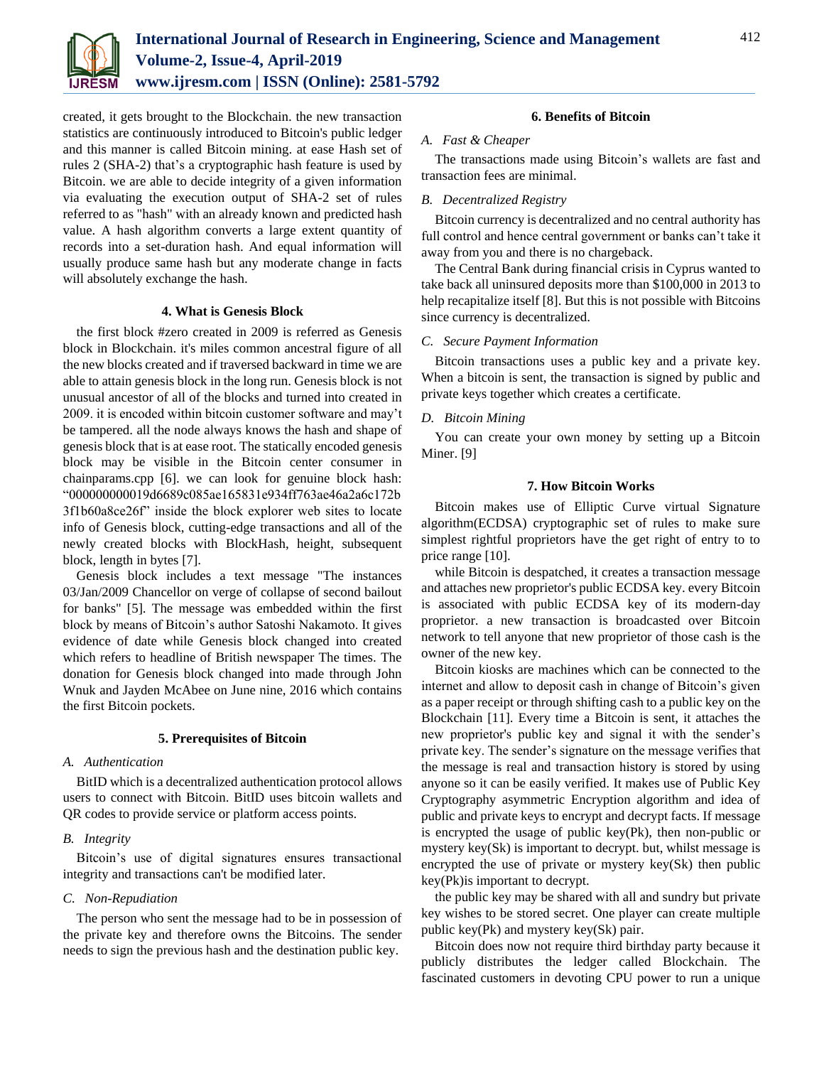created, it gets brought to the Blockchain. the new transaction statistics are continuously introduced to Bitcoin's public ledger and this manner is called Bitcoin mining. at ease Hash set of rules 2 (SHA-2) that's a cryptographic hash feature is used by Bitcoin. we are able to decide integrity of a given information via evaluating the execution output of SHA-2 set of rules referred to as "hash" with an already known and predicted hash value. A hash algorithm converts a large extent quantity of records into a set-duration hash. And equal information will usually produce same hash but any moderate change in facts will absolutely exchange the hash.

## 4. What is Genesis Block

the first block #zero created in 2009 is referred as Genesis block in Blockchain. it's miles common ancestral figure of all the new blocks created and if traversed backward in time we are able to attain genesis block in the long run. Genesis block is not unusual ancestor of all of the blocks and turned into created in 2009. it is encoded within bitcoin customer software and may't be tampered. all the node always knows the hash and shape of genesis block that is at ease root. The statically encoded genesis block may be visible in the Bitcoin center consumer in chainparams.cpp [6]. we can look for genuine block hash: "000000000019d6689c085ae165831e934ff763ae46a2a6c172b3f1b60a8ce26f" inside the block explorer web sites to locate info of Genesis block, cutting-edge transactions and all of the newly created blocks with BlockHash, height, subsequent block, length in bytes [7].

Genesis block includes a text message "The instances 03/Jan/2009 Chancellor on verge of collapse of second bailout for banks" [5]. The message was embedded within the first block by means of Bitcoin's author Satoshi Nakamoto. It gives evidence of date while Genesis block changed into created which refers to headline of British newspaper The times. The donation for Genesis block changed into made through John Wnuk and Jayden McAbee on June nine, 2016 which contains the first Bitcoin pockets.

## 5. Prerequisites of Bitcoin

### A. Authentication

BitID which is a decentralized authentication protocol allows users to connect with Bitcoin. BitID uses bitcoin wallets and QR codes to provide service or platform access points.

### B. Integrity

Bitcoin's use of digital signatures ensures transactional integrity and transactions can't be modified later.

### C. Non-Repudiation

The person who sent the message had to be in possession of the private key and therefore owns the Bitcoins. The sender needs to sign the previous hash and the destination public key.

## 6. Benefits of Bitcoin

### A. Fast & Cheaper

The transactions made using Bitcoin's wallets are fast and transaction fees are minimal.

### B. Decentralized Registry

Bitcoin currency is decentralized and no central authority has full control and hence central government or banks can't take it away from you and there is no chargeback.

The Central Bank during financial crisis in Cyprus wanted to take back all uninsured deposits more than $100,000 in 2013 to help recapitalize itself [8]. But this is not possible with Bitcoins since currency is decentralized.

### C. Secure Payment Information

Bitcoin transactions uses a public key and a private key. When a bitcoin is sent, the transaction is signed by public and private keys together which creates a certificate.

### D. Bitcoin Mining

You can create your own money by setting up a Bitcoin Miner. [9]

## 7. How Bitcoin Works

Bitcoin makes use of Elliptic Curve virtual Signature algorithm(ECDSA) cryptographic set of rules to make sure simplest rightful proprietors have the get right of entry to to price range [10].

while Bitcoin is despatched, it creates a transaction message and attaches new proprietor's public ECDSA key. every Bitcoin is associated with public ECDSA key of its modern-day proprietor. a new transaction is broadcasted over Bitcoin network to tell anyone that new proprietor of those cash is the owner of the new key.

Bitcoin kiosks are machines which can be connected to the internet and allow to deposit cash in change of Bitcoin's given as a paper receipt or through shifting cash to a public key on the Blockchain [11]. Every time a Bitcoin is sent, it attaches the new proprietor's public key and signal it with the sender's private key. The sender's signature on the message verifies that the message is real and transaction history is stored by using anyone so it can be easily verified. It makes use of Public Key Cryptography asymmetric Encryption algorithm and idea of public and private keys to encrypt and decrypt facts. If message is encrypted the usage of public key(Pk), then non-public or mystery key(Sk) is important to decrypt. but, whilst message is encrypted the use of private or mystery key(Sk) then public key(Pk)is important to decrypt.

the public key may be shared with all and sundry but private key wishes to be stored secret. One player can create multiple public key(Pk) and mystery key(Sk) pair.

Bitcoin does now not require third birthday party because it publicly distributes the ledger called Blockchain. The fascinated customers in devoting CPU power to run a unique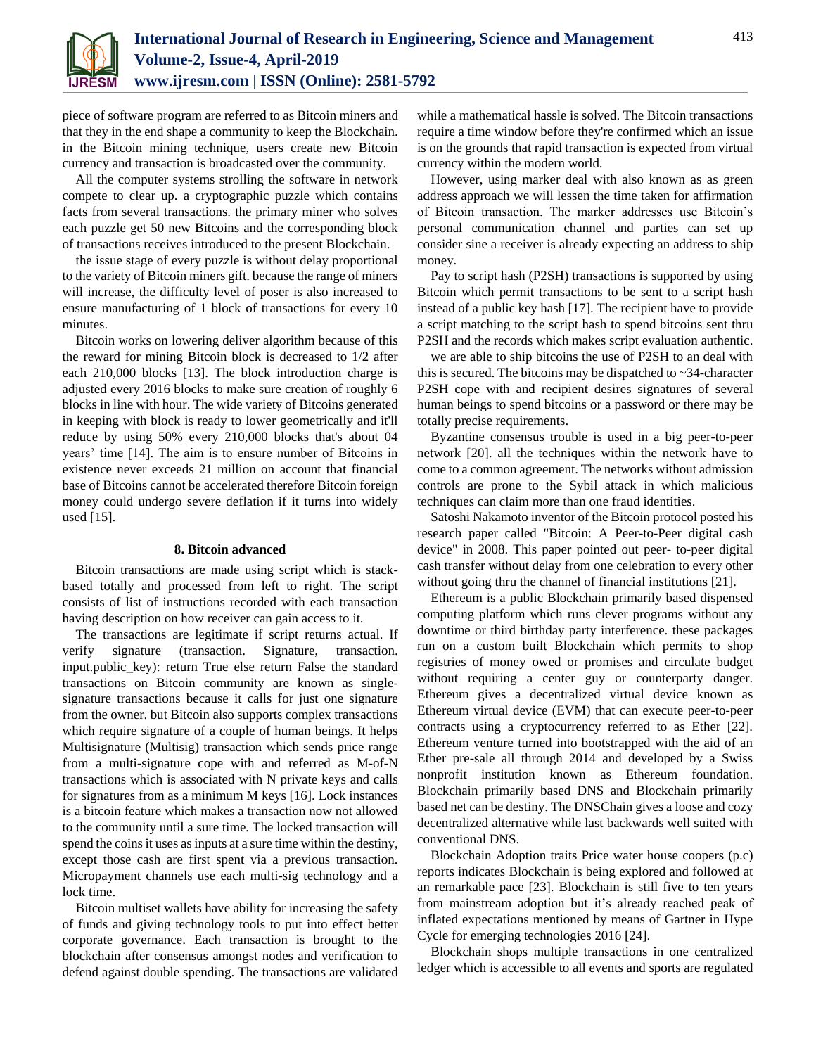piece of software program are referred to as Bitcoin miners and that they in the end shape a community to keep the Blockchain. in the Bitcoin mining technique, users create new Bitcoin currency and transaction is broadcasted over the community.

All the computer systems strolling the software in network compete to clear up. a cryptographic puzzle which contains facts from several transactions. the primary miner who solves each puzzle get 50 new Bitcoins and the corresponding block of transactions receives introduced to the present Blockchain.

the issue stage of every puzzle is without delay proportional to the variety of Bitcoin miners gift. because the range of miners will increase, the difficulty level of poser is also increased to ensure manufacturing of 1 block of transactions for every 10 minutes.

Bitcoin works on lowering deliver algorithm because of this the reward for mining Bitcoin block is decreased to 1/2 after each 210,000 blocks [13]. The block introduction charge is adjusted every 2016 blocks to make sure creation of roughly 6 blocks in line with hour. The wide variety of Bitcoins generated in keeping with block is ready to lower geometrically and it'll reduce by using 50% every 210,000 blocks that's about 04 years' time [14]. The aim is to ensure number of Bitcoins in existence never exceeds 21 million on account that financial base of Bitcoins cannot be accelerated therefore Bitcoin foreign money could undergo severe deflation if it turns into widely used [15].

### 8. Bitcoin advanced

Bitcoin transactions are made using script which is stack-based totally and processed from left to right. The script consists of list of instructions recorded with each transaction having description on how receiver can gain access to it.

The transactions are legitimate if script returns actual. If verify signature (transaction. Signature, transaction. input.public_key): return True else return False the standard transactions on Bitcoin community are known as single-signature transactions because it calls for just one signature from the owner. but Bitcoin also supports complex transactions which require signature of a couple of human beings. It helps Multisignature (Multisig) transaction which sends price range from a multi-signature cope with and referred as M-of-N transactions which is associated with N private keys and calls for signatures from as a minimum M keys [16]. Lock instances is a bitcoin feature which makes a transaction now not allowed to the community until a sure time. The locked transaction will spend the coins it uses as inputs at a sure time within the destiny, except those cash are first spent via a previous transaction. Micropayment channels use each multi-sig technology and a lock time.

Bitcoin multiset wallets have ability for increasing the safety of funds and giving technology tools to put into effect better corporate governance. Each transaction is brought to the blockchain after consensus amongst nodes and verification to defend against double spending. The transactions are validated while a mathematical hassle is solved. The Bitcoin transactions require a time window before they're confirmed which an issue is on the grounds that rapid transaction is expected from virtual currency within the modern world.

However, using marker deal with also known as as green address approach we will lessen the time taken for affirmation of Bitcoin transaction. The marker addresses use Bitcoin's personal communication channel and parties can set up consider sine a receiver is already expecting an address to ship money.

Pay to script hash (P2SH) transactions is supported by using Bitcoin which permit transactions to be sent to a script hash instead of a public key hash [17]. The recipient have to provide a script matching to the script hash to spend bitcoins sent thru P2SH and the records which makes script evaluation authentic.

we are able to ship bitcoins the use of P2SH to an deal with this is secured. The bitcoins may be dispatched to ~34-character P2SH cope with and recipient desires signatures of several human beings to spend bitcoins or a password or there may be totally precise requirements.

Byzantine consensus trouble is used in a big peer-to-peer network [20]. all the techniques within the network have to come to a common agreement. The networks without admission controls are prone to the Sybil attack in which malicious techniques can claim more than one fraud identities.

Satoshi Nakamoto inventor of the Bitcoin protocol posted his research paper called "Bitcoin: A Peer-to-Peer digital cash device" in 2008. This paper pointed out peer- to-peer digital cash transfer without delay from one celebration to every other without going thru the channel of financial institutions [21].

Ethereum is a public Blockchain primarily based dispensed computing platform which runs clever programs without any downtime or third birthday party interference. these packages run on a custom built Blockchain which permits to shop registries of money owed or promises and circulate budget without requiring a center guy or counterparty danger. Ethereum gives a decentralized virtual device known as Ethereum virtual device (EVM) that can execute peer-to-peer contracts using a cryptocurrency referred to as Ether [22]. Ethereum venture turned into bootstrapped with the aid of an Ether pre-sale all through 2014 and developed by a Swiss nonprofit institution known as Ethereum foundation. Blockchain primarily based DNS and Blockchain primarily based net can be destiny. The DNSChain gives a loose and cozy decentralized alternative while last backwards well suited with conventional DNS.

Blockchain Adoption traits Price water house coopers (p.c) reports indicates Blockchain is being explored and followed at an remarkable pace [23]. Blockchain is still five to ten years from mainstream adoption but it's already reached peak of inflated expectations mentioned by means of Gartner in Hype Cycle for emerging technologies 2016 [24].

Blockchain shops multiple transactions in one centralized ledger which is accessible to all events and sports are regulated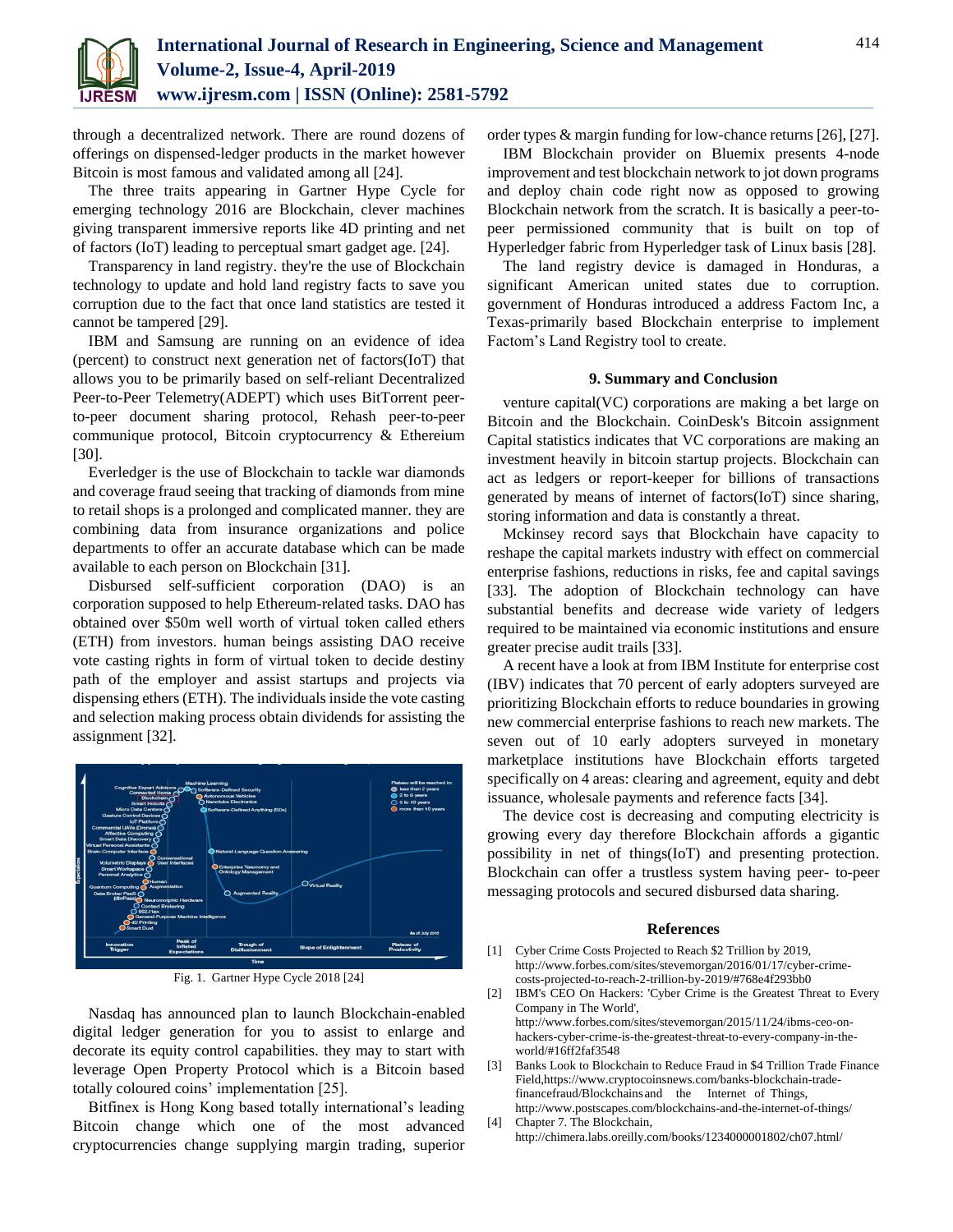through a decentralized network. There are round dozens of offerings on dispensed-ledger products in the market however Bitcoin is most famous and validated among all [24].

The three traits appearing in Gartner Hype Cycle for emerging technology 2016 are Blockchain, clever machines giving transparent immersive reports like 4D printing and net of factors (IoT) leading to perceptual smart gadget age. [24].

Transparency in land registry. they're the use of Blockchain technology to update and hold land registry facts to save you corruption due to the fact that once land statistics are tested it cannot be tampered [29].

IBM and Samsung are running on an evidence of idea (percent) to construct next generation net of factors(IoT) that allows you to be primarily based on self-reliant Decentralized Peer-to-Peer Telemetry(ADEPT) which uses BitTorrent peer-to-peer document sharing protocol, Rehash peer-to-peer communique protocol, Bitcoin cryptocurrency & Ethereium [30].

Everledger is the use of Blockchain to tackle war diamonds and coverage fraud seeing that tracking of diamonds from mine to retail shops is a prolonged and complicated manner. they are combining data from insurance organizations and police departments to offer an accurate database which can be made available to each person on Blockchain [31].

Disbursed self-sufficient corporation (DAO) is an corporation supposed to help Ethereum-related tasks. DAO has obtained over $50m well worth of virtual token called ethers (ETH) from investors. human beings assisting DAO receive vote casting rights in form of virtual token to decide destiny path of the employer and assist startups and projects via dispensing ethers (ETH). The individuals inside the vote casting and selection making process obtain dividends for assisting the assignment [32].

Fig. 1. Gartner Hype Cycle 2018 [24]

Nasdaq has announced plan to launch Blockchain-enabled digital ledger generation for you to assist to enlarge and decorate its equity control capabilities. they may to start with leverage Open Property Protocol which is a Bitcoin based totally coloured coins' implementation [25].

Bitfinex is Hong Kong based totally international's leading Bitcoin change which one of the most advanced cryptocurrencies change supplying margin trading, superior order types & margin funding for low-chance returns [26], [27].

IBM Blockchain provider on Bluemix presents 4-node improvement and test blockchain network to jot down programs and deploy chain code right now as opposed to growing Blockchain network from the scratch. It is basically a peer-to-peer permissioned community that is built on top of Hyperledger fabric from Hyperledger task of Linux basis [28].

The land registry device is damaged in Honduras, a significant American united states due to corruption. government of Honduras introduced a address Factom Inc, a Texas-primarily based Blockchain enterprise to implement Factom's Land Registry tool to create.

## 9. Summary and Conclusion

venture capital(VC) corporations are making a bet large on Bitcoin and the Blockchain. CoinDesk's Bitcoin assignment Capital statistics indicates that VC corporations are making an investment heavily in bitcoin startup projects. Blockchain can act as ledgers or report-keeper for billions of transactions generated by means of internet of factors(IoT) since sharing, storing information and data is constantly a threat.

Mckinsey record says that Blockchain have capacity to reshape the capital markets industry with effect on commercial enterprise fashions, reductions in risks, fee and capital savings [33]. The adoption of Blockchain technology can have substantial benefits and decrease wide variety of ledgers required to be maintained via economic institutions and ensure greater precise audit trails [33].

A recent have a look at from IBM Institute for enterprise cost (IBV) indicates that 70 percent of early adopters surveyed are prioritizing Blockchain efforts to reduce boundaries in growing new commercial enterprise fashions to reach new markets. The seven out of 10 early adopters surveyed in monetary marketplace institutions have Blockchain efforts targeted specifically on 4 areas: clearing and agreement, equity and debt issuance, wholesale payments and reference facts [34].

The device cost is decreasing and computing electricity is growing every day therefore Blockchain affords a gigantic possibility in net of things(IoT) and presenting protection. Blockchain can offer a trustless system having peer- to-peer messaging protocols and secured disbursed data sharing.

## References

[1] Cyber Crime Costs Projected to Reach $2 Trillion by 2019, http://www.forbes.com/sites/stevemorgan/2016/01/17/cyber-crime-costs-projected-to-reach-2-trillion-by-2019/#768e4f293bb0

[2] IBM's CEO On Hackers: 'Cyber Crime is the Greatest Threat to Every Company in The World', http://www.forbes.com/sites/stevemorgan/2015/11/24/ibms-ceo-on-hackers-cyber-crime-is-the-greatest-threat-to-every-company-in-the-world/#16ff2faf3548

[3] Banks Look to Blockchain to Reduce Fraud in $4 Trillion Trade Finance Field,https://www.cryptocoinsnews.com/banks-blockchain-trade-financefraud/Blockchains and the Internet of Things, http://www.postscapes.com/blockchains-and-the-internet-of-things/

[4] Chapter 7. The Blockchain, http://chimera.labs.oreilly.com/books/1234000001802/ch07.html/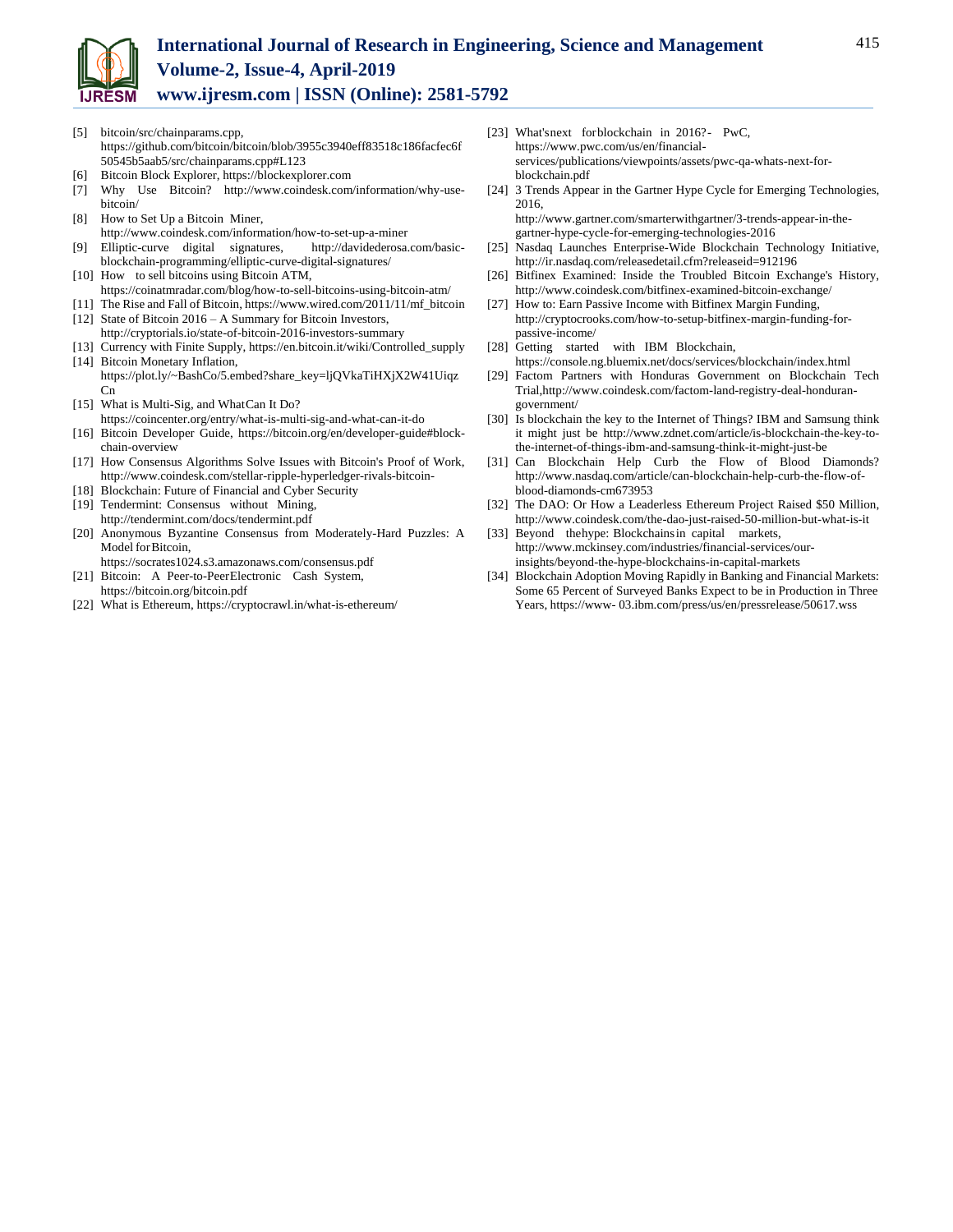[5] bitcoin/src/chainparams.cpp, https://github.com/bitcoin/bitcoin/blob/3955c3940eff83518c186facfec6f50545b5aab5/src/chainparams.cpp#L123

[6] Bitcoin Block Explorer, https://blockexplorer.com

[7] Why Use Bitcoin? http://www.coindesk.com/information/why-use-bitcoin/

[8] How to Set Up a Bitcoin Miner, http://www.coindesk.com/information/how-to-set-up-a-miner

[9] Elliptic-curve digital signatures, http://davidederosa.com/basic-blockchain-programming/elliptic-curve-digital-signatures/

[10] How to sell bitcoins using Bitcoin ATM, https://coinatmradar.com/blog/how-to-sell-bitcoins-using-bitcoin-atm/

[11] The Rise and Fall of Bitcoin, https://www.wired.com/2011/11/mf_bitcoin

[12] State of Bitcoin 2016 – A Summary for Bitcoin Investors, http://cryptorials.io/state-of-bitcoin-2016-investors-summary

[13] Currency with Finite Supply, https://en.bitcoin.it/wiki/Controlled_supply

[14] Bitcoin Monetary Inflation, https://plot.ly/~BashCo/5.embed?share_key=ljQVkaTiHXjX2W41UiqzCn

[15] What is Multi-Sig, and What Can It Do? https://coincenter.org/entry/what-is-multi-sig-and-what-can-it-do

[16] Bitcoin Developer Guide, https://bitcoin.org/en/developer-guide#block-chain-overview

[17] How Consensus Algorithms Solve Issues with Bitcoin's Proof of Work, http://www.coindesk.com/stellar-ripple-hyperledger-rivals-bitcoin-

[18] Blockchain: Future of Financial and Cyber Security

[19] Tendermint: Consensus without Mining, http://tendermint.com/docs/tendermint.pdf

[20] Anonymous Byzantine Consensus from Moderately-Hard Puzzles: A Model for Bitcoin, https://socrates1024.s3.amazonaws.com/consensus.pdf

[21] Bitcoin: A Peer-to-PeerElectronic Cash System, https://bitcoin.org/bitcoin.pdf

[22] What is Ethereum, https://cryptocrawl.in/what-is-ethereum/

[23] What'snext forblockchain in 2016?- PwC, https://www.pwc.com/us/en/financial-services/publications/viewpoints/assets/pwc-qa-whats-next-for-blockchain.pdf

[24] 3 Trends Appear in the Gartner Hype Cycle for Emerging Technologies, 2016, http://www.gartner.com/smarterwithgartner/3-trends-appear-in-the-gartner-hype-cycle-for-emerging-technologies-2016

[25] Nasdaq Launches Enterprise-Wide Blockchain Technology Initiative, http://ir.nasdaq.com/releasedetail.cfm?releaseid=912196

[26] Bitfinex Examined: Inside the Troubled Bitcoin Exchange's History, http://www.coindesk.com/bitfinex-examined-bitcoin-exchange/

[27] How to: Earn Passive Income with Bitfinex Margin Funding, http://cryptocrooks.com/how-to-setup-bitfinex-margin-funding-for-passive-income/

[28] Getting started with IBM Blockchain, https://console.ng.bluemix.net/docs/services/blockchain/index.html

[29] Factom Partners with Honduras Government on Blockchain Tech Trial,http://www.coindesk.com/factom-land-registry-deal-honduran-government/

[30] Is blockchain the key to the Internet of Things? IBM and Samsung think it might just be http://www.zdnet.com/article/is-blockchain-the-key-to-the-internet-of-things-ibm-and-samsung-think-it-might-just-be

[31] Can Blockchain Help Curb the Flow of Blood Diamonds? http://www.nasdaq.com/article/can-blockchain-help-curb-the-flow-of-blood-diamonds-cm673953

[32] The DAO: Or How a Leaderless Ethereum Project Raised $50 Million, http://www.coindesk.com/the-dao-just-raised-50-million-but-what-is-it

[33] Beyond thehype: Blockchainsin capital markets, http://www.mckinsey.com/industries/financial-services/our-insights/beyond-the-hype-blockchains-in-capital-markets

[34] Blockchain Adoption Moving Rapidly in Banking and Financial Markets: Some 65 Percent of Surveyed Banks Expect to be in Production in Three Years, https://www- 03.ibm.com/press/us/en/pressrelease/50617.wss